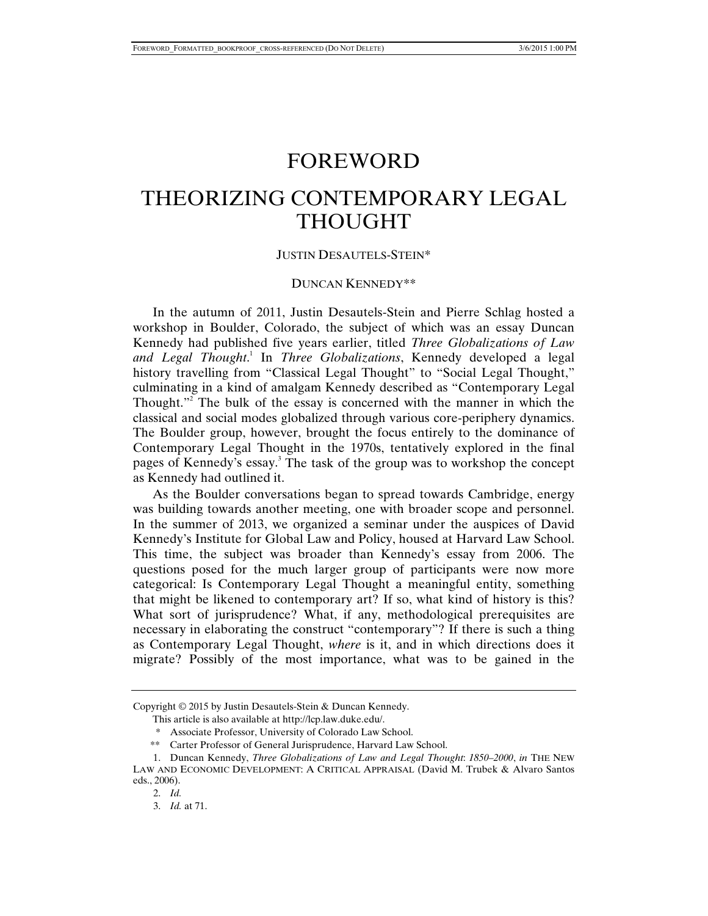# FOREWORD

# THEORIZING CONTEMPORARY LEGAL THOUGHT

JUSTIN DESAUTELS-STEIN*

DUNCAN KENNEDY**

In the autumn of 2011, Justin Desautels-Stein and Pierre Schlag hosted a workshop in Boulder, Colorado, the subject of which was an essay Duncan Kennedy had published five years earlier, titled *Three Globalizations of Law and Legal Thought*.[1] In *Three Globalizations*, Kennedy developed a legal history travelling from "Classical Legal Thought" to "Social Legal Thought," culminating in a kind of amalgam Kennedy described as "Contemporary Legal Thought."[2] The bulk of the essay is concerned with the manner in which the classical and social modes globalized through various core-periphery dynamics. The Boulder group, however, brought the focus entirely to the dominance of Contemporary Legal Thought in the 1970s, tentatively explored in the final pages of Kennedy's essay.[3] The task of the group was to workshop the concept as Kennedy had outlined it.

As the Boulder conversations began to spread towards Cambridge, energy was building towards another meeting, one with broader scope and personnel. In the summer of 2013, we organized a seminar under the auspices of David Kennedy's Institute for Global Law and Policy, housed at Harvard Law School. This time, the subject was broader than Kennedy's essay from 2006. The questions posed for the much larger group of participants were now more categorical: Is Contemporary Legal Thought a meaningful entity, something that might be likened to contemporary art? If so, what kind of history is this? What sort of jurisprudence? What, if any, methodological prerequisites are necessary in elaborating the construct "contemporary"? If there is such a thing as Contemporary Legal Thought, *where* is it, and in which directions does it migrate? Possibly of the most importance, what was to be gained in the

---

Copyright © 2015 by Justin Desautels-Stein & Duncan Kennedy.

This article is also available at http://lcp.law.duke.edu/.

\* Associate Professor, University of Colorado Law School.

\*\* Carter Professor of General Jurisprudence, Harvard Law School.

1. Duncan Kennedy, *Three Globalizations of Law and Legal Thought*: *1850–2000*, *in* THE NEW LAW AND ECONOMIC DEVELOPMENT: A CRITICAL APPRAISAL (David M. Trubek & Alvaro Santos eds., 2006).

2. *Id.*

3. *Id.* at 71.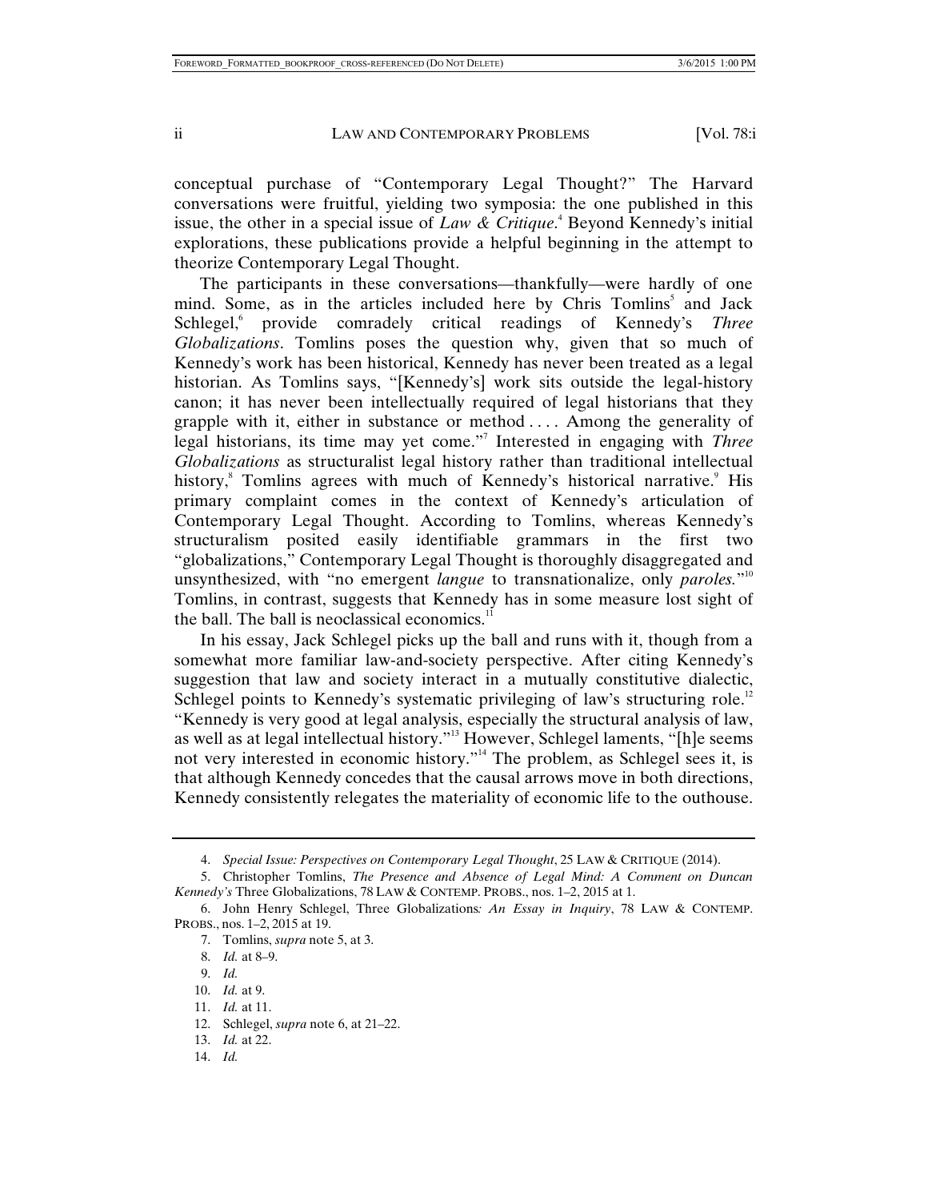conceptual purchase of "Contemporary Legal Thought?" The Harvard conversations were fruitful, yielding two symposia: the one published in this issue, the other in a special issue of *Law & Critique*.[4] Beyond Kennedy's initial explorations, these publications provide a helpful beginning in the attempt to theorize Contemporary Legal Thought.

The participants in these conversations—thankfully—were hardly of one mind. Some, as in the articles included here by Chris Tomlins[5] and Jack Schlegel,[6] provide comradely critical readings of Kennedy's *Three Globalizations*. Tomlins poses the question why, given that so much of Kennedy's work has been historical, Kennedy has never been treated as a legal historian. As Tomlins says, "[Kennedy's] work sits outside the legal-history canon; it has never been intellectually required of legal historians that they grapple with it, either in substance or method . . . . Among the generality of legal historians, its time may yet come."[7] Interested in engaging with *Three Globalizations* as structuralist legal history rather than traditional intellectual history,[8] Tomlins agrees with much of Kennedy's historical narrative.[9] His primary complaint comes in the context of Kennedy's articulation of Contemporary Legal Thought. According to Tomlins, whereas Kennedy's structuralism posited easily identifiable grammars in the first two "globalizations," Contemporary Legal Thought is thoroughly disaggregated and unsynthesized, with "no emergent *langue* to transnationalize, only *paroles*."[10] Tomlins, in contrast, suggests that Kennedy has in some measure lost sight of the ball. The ball is neoclassical economics.[11]

In his essay, Jack Schlegel picks up the ball and runs with it, though from a somewhat more familiar law-and-society perspective. After citing Kennedy's suggestion that law and society interact in a mutually constitutive dialectic, Schlegel points to Kennedy's systematic privileging of law's structuring role.[12] "Kennedy is very good at legal analysis, especially the structural analysis of law, as well as at legal intellectual history."[13] However, Schlegel laments, "[h]e seems not very interested in economic history."[14] The problem, as Schlegel sees it, is that although Kennedy concedes that the causal arrows move in both directions, Kennedy consistently relegates the materiality of economic life to the outhouse.

---

4. *Special Issue: Perspectives on Contemporary Legal Thought*, 25 LAW & CRITIQUE (2014).

5. Christopher Tomlins, *The Presence and Absence of Legal Mind: A Comment on Duncan Kennedy's* Three Globalizations, 78 LAW & CONTEMP. PROBS., nos. 1–2, 2015 at 1.

6. John Henry Schlegel, Three Globalizations*: An Essay in Inquiry*, 78 LAW & CONTEMP. PROBS., nos. 1–2, 2015 at 19.

7. Tomlins, *supra* note 5, at 3.

8. *Id.* at 8–9.

9. *Id.*

10. *Id.* at 9.

11. *Id.* at 11.

12. Schlegel, *supra* note 6, at 21–22.

13. *Id.* at 22.

14. *Id.*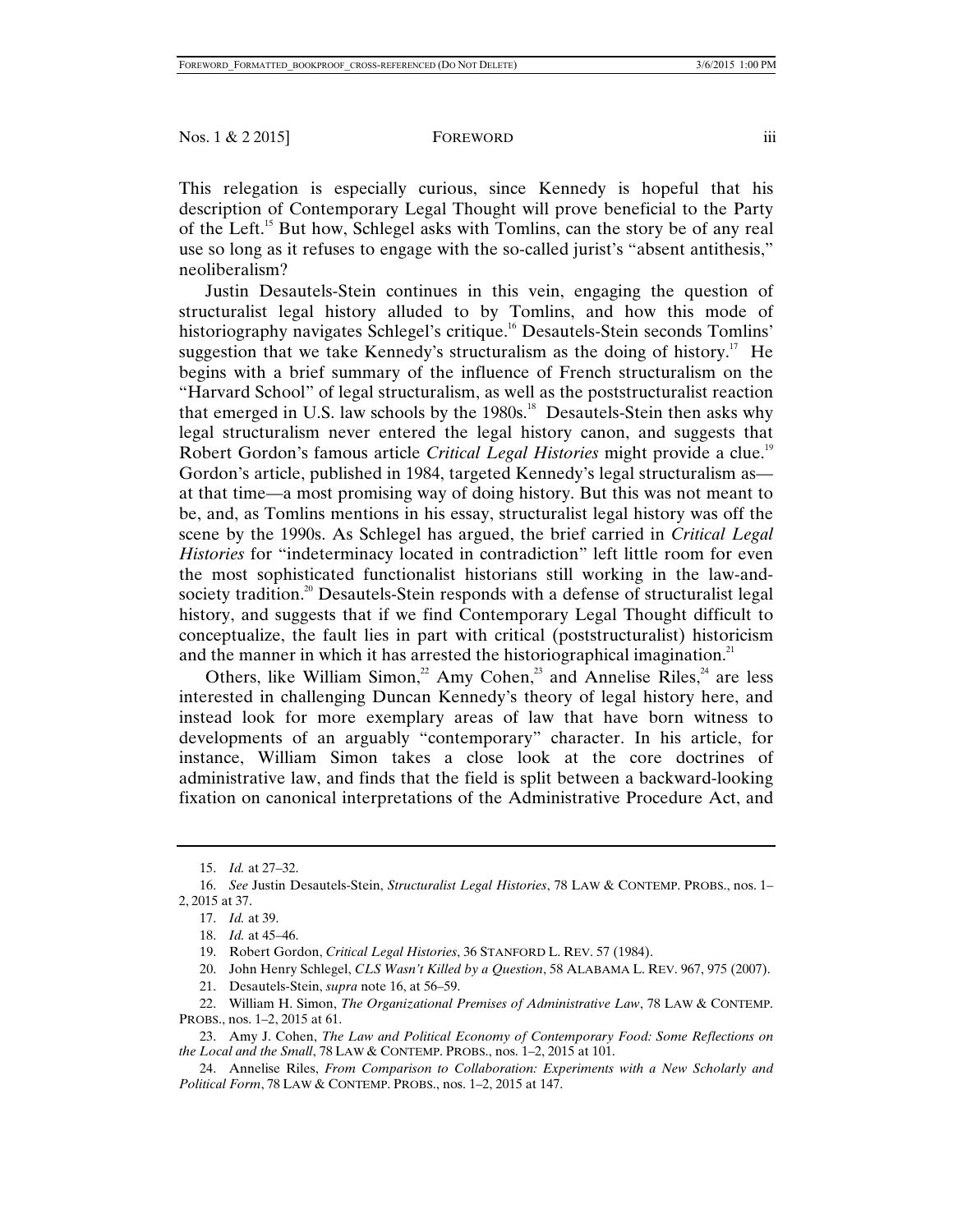This relegation is especially curious, since Kennedy is hopeful that his description of Contemporary Legal Thought will prove beneficial to the Party of the Left.[15] But how, Schlegel asks with Tomlins, can the story be of any real use so long as it refuses to engage with the so-called jurist's "absent antithesis," neoliberalism?

Justin Desautels-Stein continues in this vein, engaging the question of structuralist legal history alluded to by Tomlins, and how this mode of historiography navigates Schlegel's critique.[16] Desautels-Stein seconds Tomlins' suggestion that we take Kennedy's structuralism as the doing of history.[17] He begins with a brief summary of the influence of French structuralism on the "Harvard School" of legal structuralism, as well as the poststructuralist reaction that emerged in U.S. law schools by the 1980s.[18] Desautels-Stein then asks why legal structuralism never entered the legal history canon, and suggests that Robert Gordon's famous article *Critical Legal Histories* might provide a clue.[19] Gordon's article, published in 1984, targeted Kennedy's legal structuralism as—at that time—a most promising way of doing history. But this was not meant to be, and, as Tomlins mentions in his essay, structuralist legal history was off the scene by the 1990s. As Schlegel has argued, the brief carried in *Critical Legal Histories* for "indeterminacy located in contradiction" left little room for even the most sophisticated functionalist historians still working in the law-and-society tradition.[20] Desautels-Stein responds with a defense of structuralist legal history, and suggests that if we find Contemporary Legal Thought difficult to conceptualize, the fault lies in part with critical (poststructuralist) historicism and the manner in which it has arrested the historiographical imagination.[21]

Others, like William Simon,[22] Amy Cohen,[23] and Annelise Riles,[24] are less interested in challenging Duncan Kennedy's theory of legal history here, and instead look for more exemplary areas of law that have born witness to developments of an arguably "contemporary" character. In his article, for instance, William Simon takes a close look at the core doctrines of administrative law, and finds that the field is split between a backward-looking fixation on canonical interpretations of the Administrative Procedure Act, and

---

15. *Id.* at 27–32.

16. *See* Justin Desautels-Stein, *Structuralist Legal Histories*, 78 LAW & CONTEMP. PROBS., nos. 1–2, 2015 at 37.

17. *Id.* at 39.

18. *Id.* at 45–46.

19. Robert Gordon, *Critical Legal Histories*, 36 STANFORD L. REV. 57 (1984).

20. John Henry Schlegel, *CLS Wasn't Killed by a Question*, 58 ALABAMA L. REV. 967, 975 (2007).

21. Desautels-Stein, *supra* note 16, at 56–59.

22. William H. Simon, *The Organizational Premises of Administrative Law*, 78 LAW & CONTEMP. PROBS., nos. 1–2, 2015 at 61.

23. Amy J. Cohen, *The Law and Political Economy of Contemporary Food: Some Reflections on the Local and the Small*, 78 LAW & CONTEMP. PROBS., nos. 1–2, 2015 at 101.

24. Annelise Riles, *From Comparison to Collaboration: Experiments with a New Scholarly and Political Form*, 78 LAW & CONTEMP. PROBS., nos. 1–2, 2015 at 147.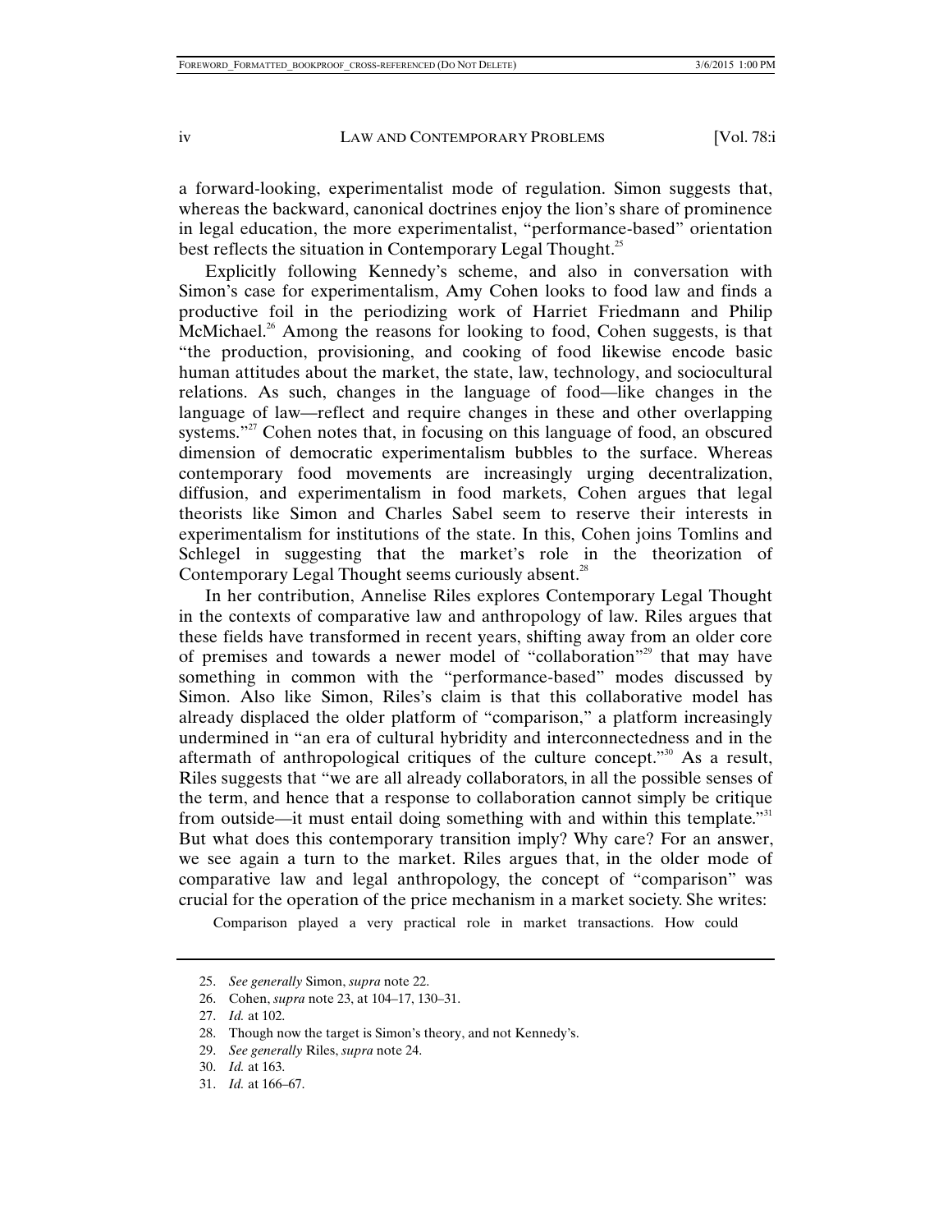a forward-looking, experimentalist mode of regulation. Simon suggests that, whereas the backward, canonical doctrines enjoy the lion's share of prominence in legal education, the more experimentalist, "performance-based" orientation best reflects the situation in Contemporary Legal Thought.[25]

Explicitly following Kennedy's scheme, and also in conversation with Simon's case for experimentalism, Amy Cohen looks to food law and finds a productive foil in the periodizing work of Harriet Friedmann and Philip McMichael.[26] Among the reasons for looking to food, Cohen suggests, is that "the production, provisioning, and cooking of food likewise encode basic human attitudes about the market, the state, law, technology, and sociocultural relations. As such, changes in the language of food—like changes in the language of law—reflect and require changes in these and other overlapping systems."[27] Cohen notes that, in focusing on this language of food, an obscured dimension of democratic experimentalism bubbles to the surface. Whereas contemporary food movements are increasingly urging decentralization, diffusion, and experimentalism in food markets, Cohen argues that legal theorists like Simon and Charles Sabel seem to reserve their interests in experimentalism for institutions of the state. In this, Cohen joins Tomlins and Schlegel in suggesting that the market's role in the theorization of Contemporary Legal Thought seems curiously absent.[28]

In her contribution, Annelise Riles explores Contemporary Legal Thought in the contexts of comparative law and anthropology of law. Riles argues that these fields have transformed in recent years, shifting away from an older core of premises and towards a newer model of "collaboration"[29] that may have something in common with the "performance-based" modes discussed by Simon. Also like Simon, Riles's claim is that this collaborative model has already displaced the older platform of "comparison," a platform increasingly undermined in "an era of cultural hybridity and interconnectedness and in the aftermath of anthropological critiques of the culture concept."[30] As a result, Riles suggests that "we are all already collaborators, in all the possible senses of the term, and hence that a response to collaboration cannot simply be critique from outside—it must entail doing something with and within this template."[31] But what does this contemporary transition imply? Why care? For an answer, we see again a turn to the market. Riles argues that, in the older mode of comparative law and legal anthropology, the concept of "comparison" was crucial for the operation of the price mechanism in a market society. She writes:

> Comparison played a very practical role in market transactions. How could

25. *See generally* Simon, *supra* note 22.
26. Cohen, *supra* note 23, at 104–17, 130–31.
27. *Id.* at 102.
28. Though now the target is Simon's theory, and not Kennedy's.
29. *See generally* Riles, *supra* note 24.
30. *Id.* at 163.
31. *Id.* at 166–67.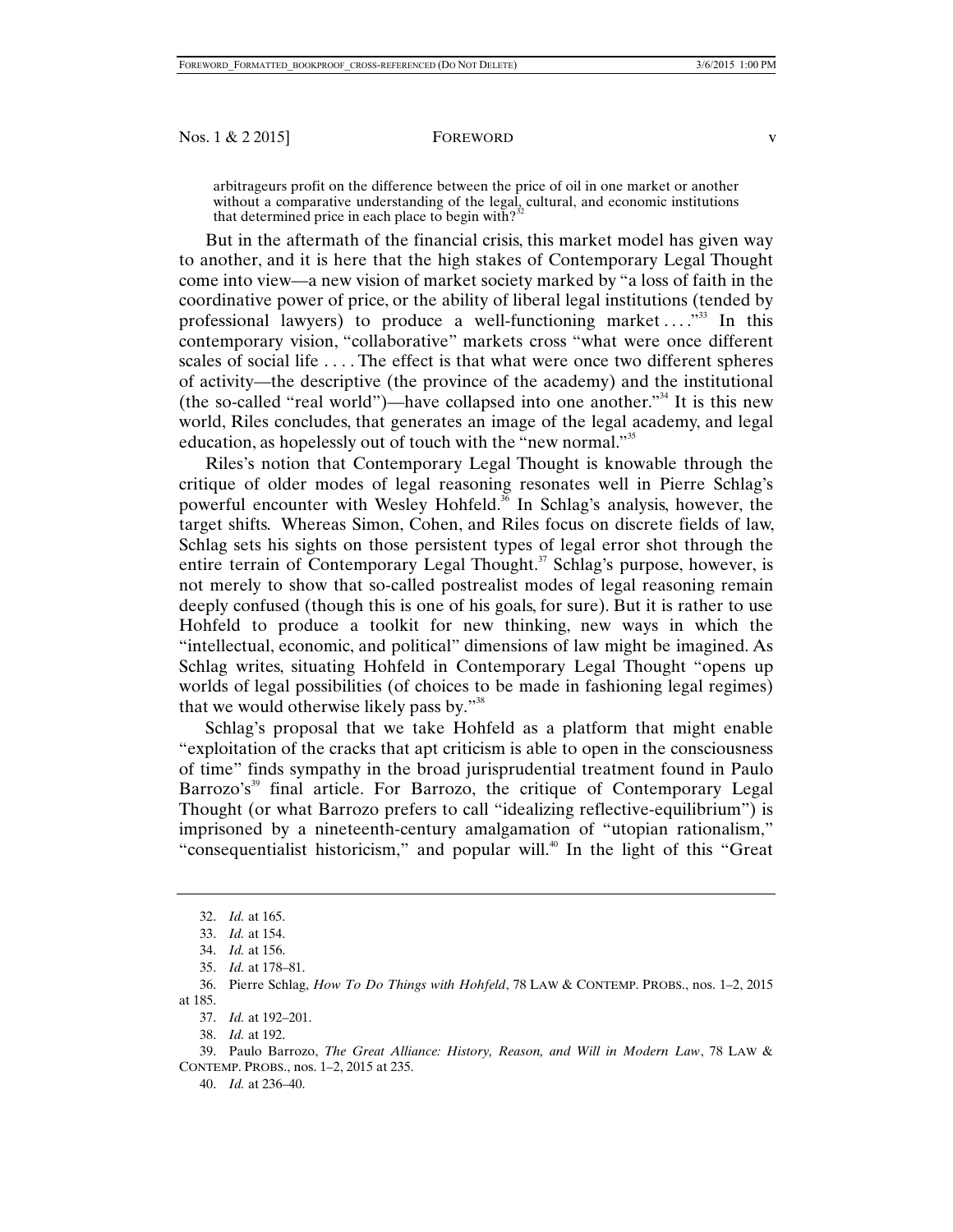arbitrageurs profit on the difference between the price of oil in one market or another without a comparative understanding of the legal, cultural, and economic institutions that determined price in each place to begin with?[32]

But in the aftermath of the financial crisis, this market model has given way to another, and it is here that the high stakes of Contemporary Legal Thought come into view—a new vision of market society marked by "a loss of faith in the coordinative power of price, or the ability of liberal legal institutions (tended by professional lawyers) to produce a well-functioning market . . . ."[33] In this contemporary vision, "collaborative" markets cross "what were once different scales of social life . . . . The effect is that what were once two different spheres of activity—the descriptive (the province of the academy) and the institutional (the so-called "real world")—have collapsed into one another."[34] It is this new world, Riles concludes, that generates an image of the legal academy, and legal education, as hopelessly out of touch with the "new normal."[35]

Riles's notion that Contemporary Legal Thought is knowable through the critique of older modes of legal reasoning resonates well in Pierre Schlag's powerful encounter with Wesley Hohfeld.[36] In Schlag's analysis, however, the target shifts. Whereas Simon, Cohen, and Riles focus on discrete fields of law, Schlag sets his sights on those persistent types of legal error shot through the entire terrain of Contemporary Legal Thought.[37] Schlag's purpose, however, is not merely to show that so-called postrealist modes of legal reasoning remain deeply confused (though this is one of his goals, for sure). But it is rather to use Hohfeld to produce a toolkit for new thinking, new ways in which the "intellectual, economic, and political" dimensions of law might be imagined. As Schlag writes, situating Hohfeld in Contemporary Legal Thought "opens up worlds of legal possibilities (of choices to be made in fashioning legal regimes) that we would otherwise likely pass by."[38]

Schlag's proposal that we take Hohfeld as a platform that might enable "exploitation of the cracks that apt criticism is able to open in the consciousness of time" finds sympathy in the broad jurisprudential treatment found in Paulo Barrozo's[39] final article. For Barrozo, the critique of Contemporary Legal Thought (or what Barrozo prefers to call "idealizing reflective-equilibrium") is imprisoned by a nineteenth-century amalgamation of "utopian rationalism," "consequentialist historicism," and popular will.[40] In the light of this "Great

32. *Id.* at 165.

33. *Id.* at 154.

34. *Id.* at 156.

35. *Id.* at 178–81.

36. Pierre Schlag, *How To Do Things with Hohfeld*, 78 LAW & CONTEMP. PROBS., nos. 1–2, 2015 at 185.

37. *Id.* at 192–201.

38. *Id.* at 192.

39. Paulo Barrozo, *The Great Alliance: History, Reason, and Will in Modern Law*, 78 LAW & CONTEMP. PROBS., nos. 1–2, 2015 at 235.

40. *Id.* at 236–40.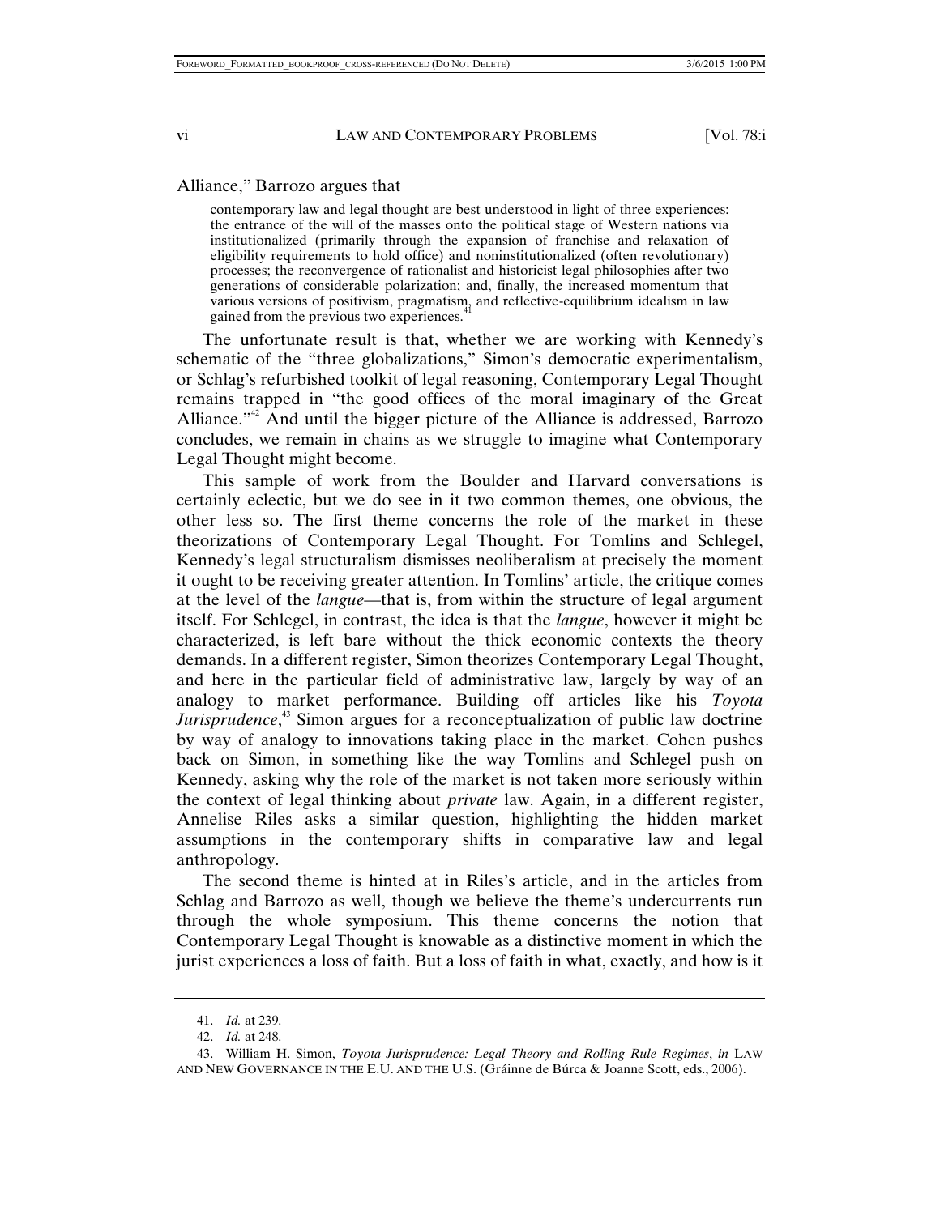Alliance," Barrozo argues that

> contemporary law and legal thought are best understood in light of three experiences: the entrance of the will of the masses onto the political stage of Western nations via institutionalized (primarily through the expansion of franchise and relaxation of eligibility requirements to hold office) and noninstitutionalized (often revolutionary) processes; the reconvergence of rationalist and historicist legal philosophies after two generations of considerable polarization; and, finally, the increased momentum that various versions of positivism, pragmatism, and reflective-equilibrium idealism in law gained from the previous two experiences.[41]

The unfortunate result is that, whether we are working with Kennedy's schematic of the "three globalizations," Simon's democratic experimentalism, or Schlag's refurbished toolkit of legal reasoning, Contemporary Legal Thought remains trapped in "the good offices of the moral imaginary of the Great Alliance."[42] And until the bigger picture of the Alliance is addressed, Barrozo concludes, we remain in chains as we struggle to imagine what Contemporary Legal Thought might become.

This sample of work from the Boulder and Harvard conversations is certainly eclectic, but we do see in it two common themes, one obvious, the other less so. The first theme concerns the role of the market in these theorizations of Contemporary Legal Thought. For Tomlins and Schlegel, Kennedy's legal structuralism dismisses neoliberalism at precisely the moment it ought to be receiving greater attention. In Tomlins' article, the critique comes at the level of the *langue*—that is, from within the structure of legal argument itself. For Schlegel, in contrast, the idea is that the *langue*, however it might be characterized, is left bare without the thick economic contexts the theory demands. In a different register, Simon theorizes Contemporary Legal Thought, and here in the particular field of administrative law, largely by way of an analogy to market performance. Building off articles like his *Toyota Jurisprudence*,[43] Simon argues for a reconceptualization of public law doctrine by way of analogy to innovations taking place in the market. Cohen pushes back on Simon, in something like the way Tomlins and Schlegel push on Kennedy, asking why the role of the market is not taken more seriously within the context of legal thinking about *private* law. Again, in a different register, Annelise Riles asks a similar question, highlighting the hidden market assumptions in the contemporary shifts in comparative law and legal anthropology.

The second theme is hinted at in Riles's article, and in the articles from Schlag and Barrozo as well, though we believe the theme's undercurrents run through the whole symposium. This theme concerns the notion that Contemporary Legal Thought is knowable as a distinctive moment in which the jurist experiences a loss of faith. But a loss of faith in what, exactly, and how is it

---

41. *Id.* at 239.

42. *Id.* at 248.

43. William H. Simon, *Toyota Jurisprudence: Legal Theory and Rolling Rule Regimes*, *in* LAW AND NEW GOVERNANCE IN THE E.U. AND THE U.S. (Gráinne de Búrca & Joanne Scott, eds., 2006).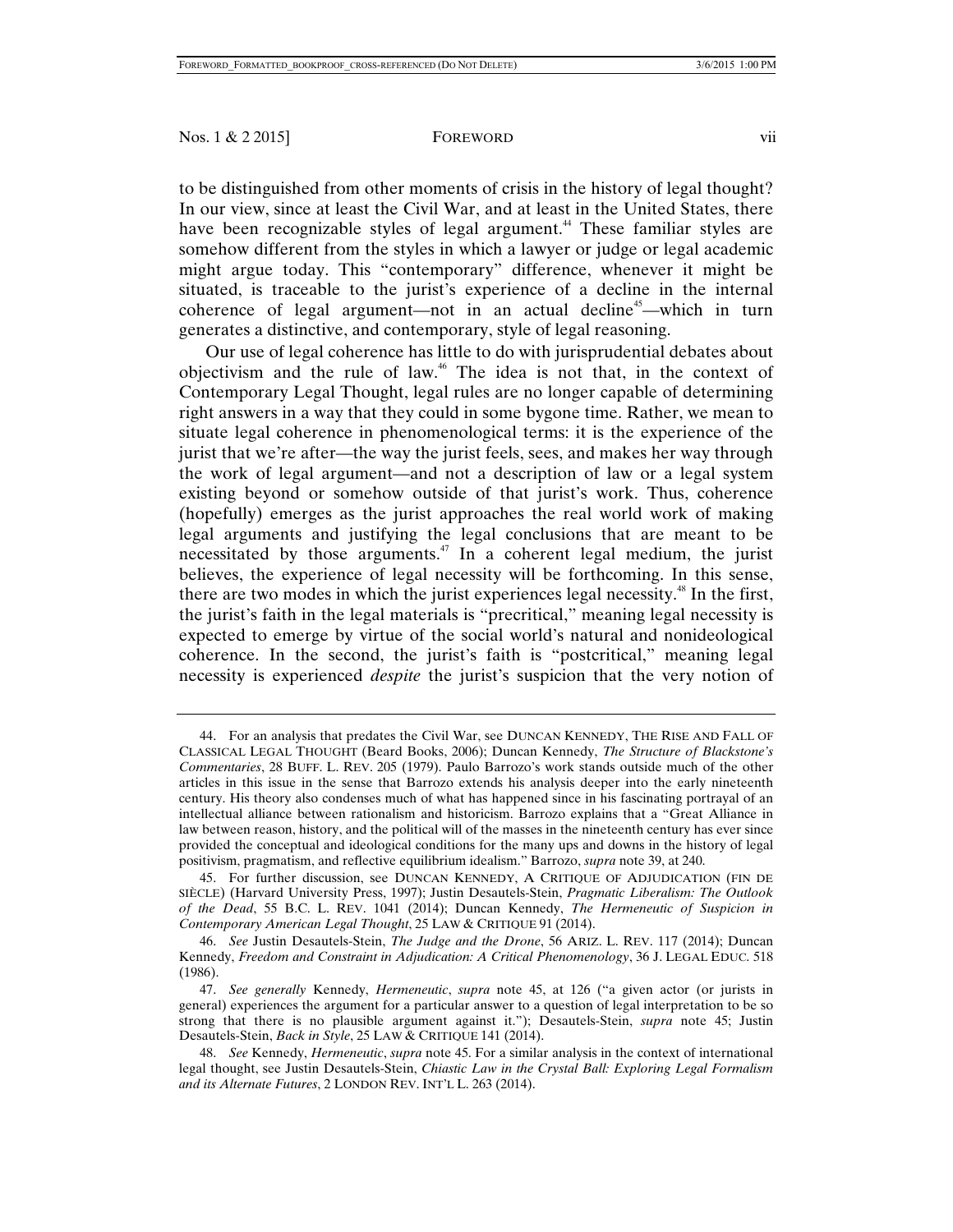to be distinguished from other moments of crisis in the history of legal thought? In our view, since at least the Civil War, and at least in the United States, there have been recognizable styles of legal argument.[44] These familiar styles are somehow different from the styles in which a lawyer or judge or legal academic might argue today. This "contemporary" difference, whenever it might be situated, is traceable to the jurist's experience of a decline in the internal coherence of legal argument—not in an actual decline[45]—which in turn generates a distinctive, and contemporary, style of legal reasoning.

Our use of legal coherence has little to do with jurisprudential debates about objectivism and the rule of law.[46] The idea is not that, in the context of Contemporary Legal Thought, legal rules are no longer capable of determining right answers in a way that they could in some bygone time. Rather, we mean to situate legal coherence in phenomenological terms: it is the experience of the jurist that we're after—the way the jurist feels, sees, and makes her way through the work of legal argument—and not a description of law or a legal system existing beyond or somehow outside of that jurist's work. Thus, coherence (hopefully) emerges as the jurist approaches the real world work of making legal arguments and justifying the legal conclusions that are meant to be necessitated by those arguments.[47] In a coherent legal medium, the jurist believes, the experience of legal necessity will be forthcoming. In this sense, there are two modes in which the jurist experiences legal necessity.[48] In the first, the jurist's faith in the legal materials is "precritical," meaning legal necessity is expected to emerge by virtue of the social world's natural and nonideological coherence. In the second, the jurist's faith is "postcritical," meaning legal necessity is experienced *despite* the jurist's suspicion that the very notion of

---

44. For an analysis that predates the Civil War, see DUNCAN KENNEDY, THE RISE AND FALL OF CLASSICAL LEGAL THOUGHT (Beard Books, 2006); Duncan Kennedy, *The Structure of Blackstone's Commentaries*, 28 BUFF. L. REV. 205 (1979). Paulo Barrozo's work stands outside much of the other articles in this issue in the sense that Barrozo extends his analysis deeper into the early nineteenth century. His theory also condenses much of what has happened since in his fascinating portrayal of an intellectual alliance between rationalism and historicism. Barrozo explains that a "Great Alliance in law between reason, history, and the political will of the masses in the nineteenth century has ever since provided the conceptual and ideological conditions for the many ups and downs in the history of legal positivism, pragmatism, and reflective equilibrium idealism." Barrozo, *supra* note 39, at 240.

45. For further discussion, see DUNCAN KENNEDY, A CRITIQUE OF ADJUDICATION (FIN DE SIÈCLE) (Harvard University Press, 1997); Justin Desautels-Stein, *Pragmatic Liberalism: The Outlook of the Dead*, 55 B.C. L. REV. 1041 (2014); Duncan Kennedy, *The Hermeneutic of Suspicion in Contemporary American Legal Thought*, 25 LAW & CRITIQUE 91 (2014).

46. *See* Justin Desautels-Stein, *The Judge and the Drone*, 56 ARIZ. L. REV. 117 (2014); Duncan Kennedy, *Freedom and Constraint in Adjudication: A Critical Phenomenology*, 36 J. LEGAL EDUC. 518 (1986).

47. *See generally* Kennedy, *Hermeneutic*, *supra* note 45, at 126 ("a given actor (or jurists in general) experiences the argument for a particular answer to a question of legal interpretation to be so strong that there is no plausible argument against it."); Desautels-Stein, *supra* note 45; Justin Desautels-Stein, *Back in Style*, 25 LAW & CRITIQUE 141 (2014).

48. *See* Kennedy, *Hermeneutic*, *supra* note 45. For a similar analysis in the context of international legal thought, see Justin Desautels-Stein, *Chiastic Law in the Crystal Ball: Exploring Legal Formalism and its Alternate Futures*, 2 LONDON REV. INT'L L. 263 (2014).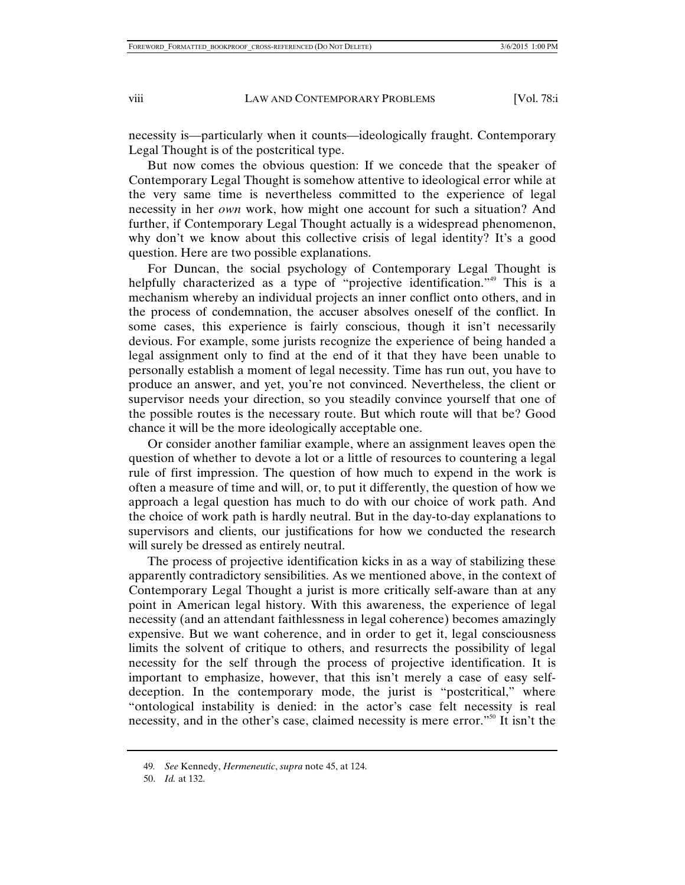necessity is—particularly when it counts—ideologically fraught. Contemporary Legal Thought is of the postcritical type.

But now comes the obvious question: If we concede that the speaker of Contemporary Legal Thought is somehow attentive to ideological error while at the very same time is nevertheless committed to the experience of legal necessity in her *own* work, how might one account for such a situation? And further, if Contemporary Legal Thought actually is a widespread phenomenon, why don't we know about this collective crisis of legal identity? It's a good question. Here are two possible explanations.

For Duncan, the social psychology of Contemporary Legal Thought is helpfully characterized as a type of "projective identification."[49] This is a mechanism whereby an individual projects an inner conflict onto others, and in the process of condemnation, the accuser absolves oneself of the conflict. In some cases, this experience is fairly conscious, though it isn't necessarily devious. For example, some jurists recognize the experience of being handed a legal assignment only to find at the end of it that they have been unable to personally establish a moment of legal necessity. Time has run out, you have to produce an answer, and yet, you're not convinced. Nevertheless, the client or supervisor needs your direction, so you steadily convince yourself that one of the possible routes is the necessary route. But which route will that be? Good chance it will be the more ideologically acceptable one.

Or consider another familiar example, where an assignment leaves open the question of whether to devote a lot or a little of resources to countering a legal rule of first impression. The question of how much to expend in the work is often a measure of time and will, or, to put it differently, the question of how we approach a legal question has much to do with our choice of work path. And the choice of work path is hardly neutral. But in the day-to-day explanations to supervisors and clients, our justifications for how we conducted the research will surely be dressed as entirely neutral.

The process of projective identification kicks in as a way of stabilizing these apparently contradictory sensibilities. As we mentioned above, in the context of Contemporary Legal Thought a jurist is more critically self-aware than at any point in American legal history. With this awareness, the experience of legal necessity (and an attendant faithlessness in legal coherence) becomes amazingly expensive. But we want coherence, and in order to get it, legal consciousness limits the solvent of critique to others, and resurrects the possibility of legal necessity for the self through the process of projective identification. It is important to emphasize, however, that this isn't merely a case of easy self-deception. In the contemporary mode, the jurist is "postcritical," where "ontological instability is denied: in the actor's case felt necessity is real necessity, and in the other's case, claimed necessity is mere error."[50] It isn't the

49. *See* Kennedy, *Hermeneutic*, *supra* note 45, at 124.

50. *Id.* at 132.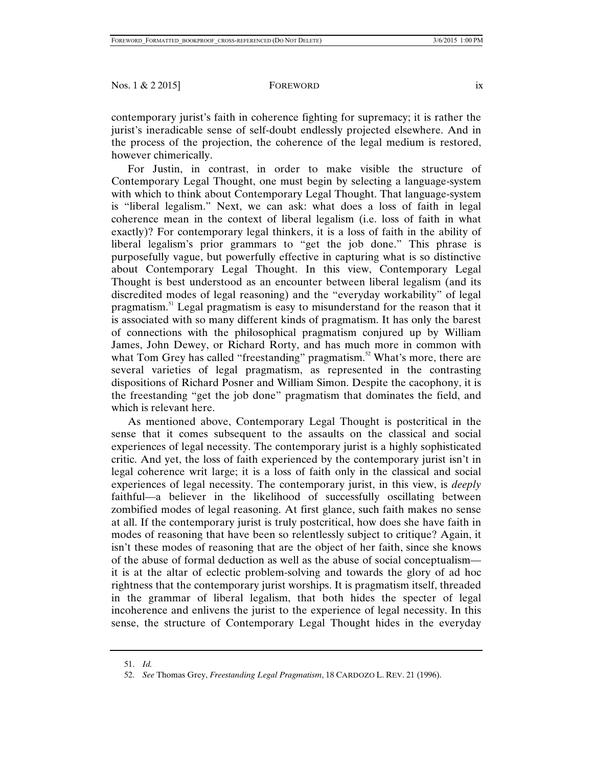contemporary jurist's faith in coherence fighting for supremacy; it is rather the jurist's ineradicable sense of self-doubt endlessly projected elsewhere. And in the process of the projection, the coherence of the legal medium is restored, however chimerically.

For Justin, in contrast, in order to make visible the structure of Contemporary Legal Thought, one must begin by selecting a language-system with which to think about Contemporary Legal Thought. That language-system is "liberal legalism." Next, we can ask: what does a loss of faith in legal coherence mean in the context of liberal legalism (i.e. loss of faith in what exactly)? For contemporary legal thinkers, it is a loss of faith in the ability of liberal legalism's prior grammars to "get the job done." This phrase is purposefully vague, but powerfully effective in capturing what is so distinctive about Contemporary Legal Thought. In this view, Contemporary Legal Thought is best understood as an encounter between liberal legalism (and its discredited modes of legal reasoning) and the "everyday workability" of legal pragmatism.[51] Legal pragmatism is easy to misunderstand for the reason that it is associated with so many different kinds of pragmatism. It has only the barest of connections with the philosophical pragmatism conjured up by William James, John Dewey, or Richard Rorty, and has much more in common with what Tom Grey has called "freestanding" pragmatism.[52] What's more, there are several varieties of legal pragmatism, as represented in the contrasting dispositions of Richard Posner and William Simon. Despite the cacophony, it is the freestanding "get the job done" pragmatism that dominates the field, and which is relevant here.

As mentioned above, Contemporary Legal Thought is postcritical in the sense that it comes subsequent to the assaults on the classical and social experiences of legal necessity. The contemporary jurist is a highly sophisticated critic. And yet, the loss of faith experienced by the contemporary jurist isn't in legal coherence writ large; it is a loss of faith only in the classical and social experiences of legal necessity. The contemporary jurist, in this view, is *deeply* faithful—a believer in the likelihood of successfully oscillating between zombified modes of legal reasoning. At first glance, such faith makes no sense at all. If the contemporary jurist is truly postcritical, how does she have faith in modes of reasoning that have been so relentlessly subject to critique? Again, it isn't these modes of reasoning that are the object of her faith, since she knows of the abuse of formal deduction as well as the abuse of social conceptualism—it is at the altar of eclectic problem-solving and towards the glory of ad hoc rightness that the contemporary jurist worships. It is pragmatism itself, threaded in the grammar of liberal legalism, that both hides the specter of legal incoherence and enlivens the jurist to the experience of legal necessity. In this sense, the structure of Contemporary Legal Thought hides in the everyday

51. *Id.*

52. *See* Thomas Grey, *Freestanding Legal Pragmatism*, 18 CARDOZO L. REV. 21 (1996).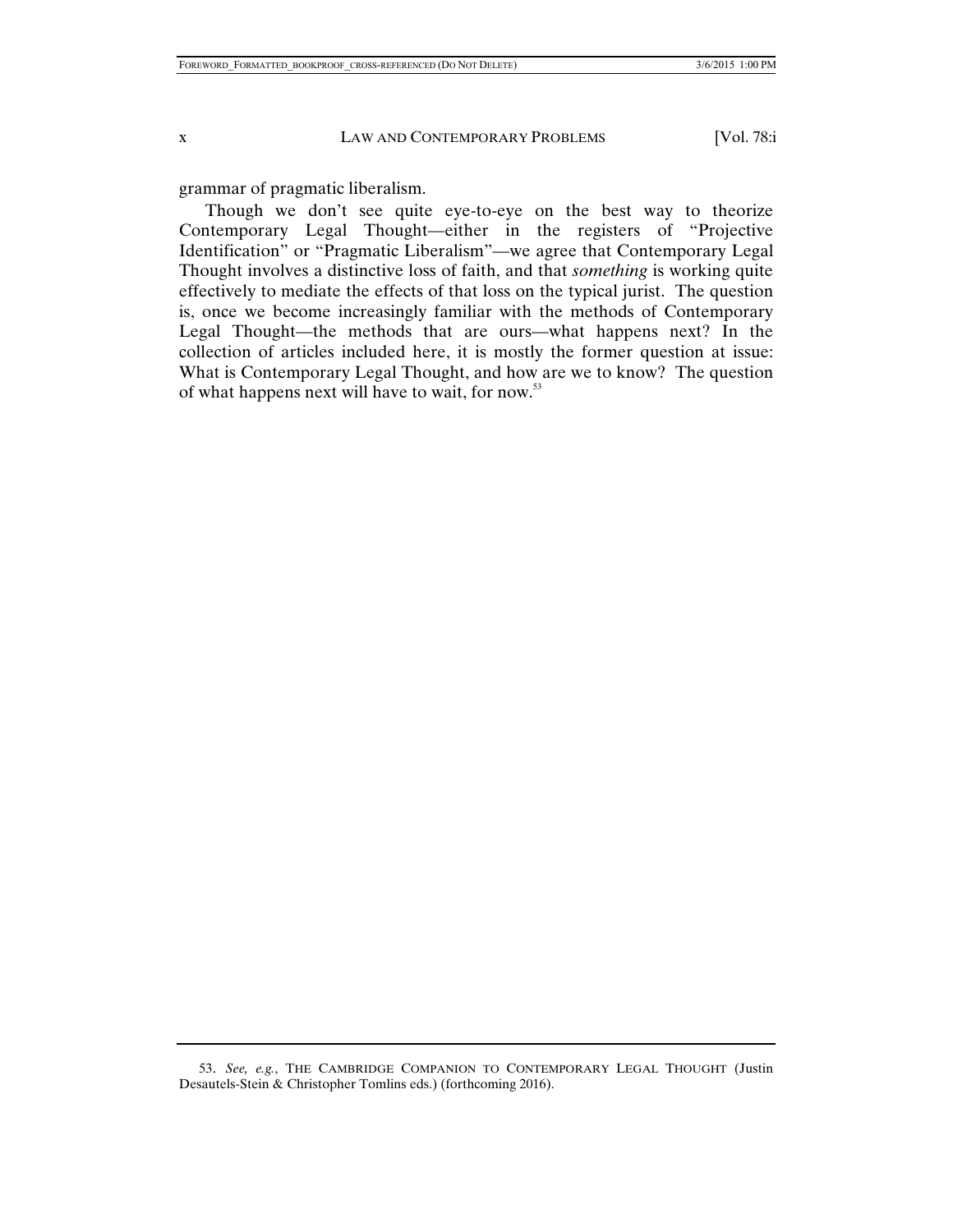grammar of pragmatic liberalism.

Though we don't see quite eye-to-eye on the best way to theorize Contemporary Legal Thought—either in the registers of "Projective Identification" or "Pragmatic Liberalism"—we agree that Contemporary Legal Thought involves a distinctive loss of faith, and that *something* is working quite effectively to mediate the effects of that loss on the typical jurist. The question is, once we become increasingly familiar with the methods of Contemporary Legal Thought—the methods that are ours—what happens next? In the collection of articles included here, it is mostly the former question at issue: What is Contemporary Legal Thought, and how are we to know? The question of what happens next will have to wait, for now.[53]

---

53. *See, e.g.*, THE CAMBRIDGE COMPANION TO CONTEMPORARY LEGAL THOUGHT (Justin Desautels-Stein & Christopher Tomlins eds.) (forthcoming 2016).